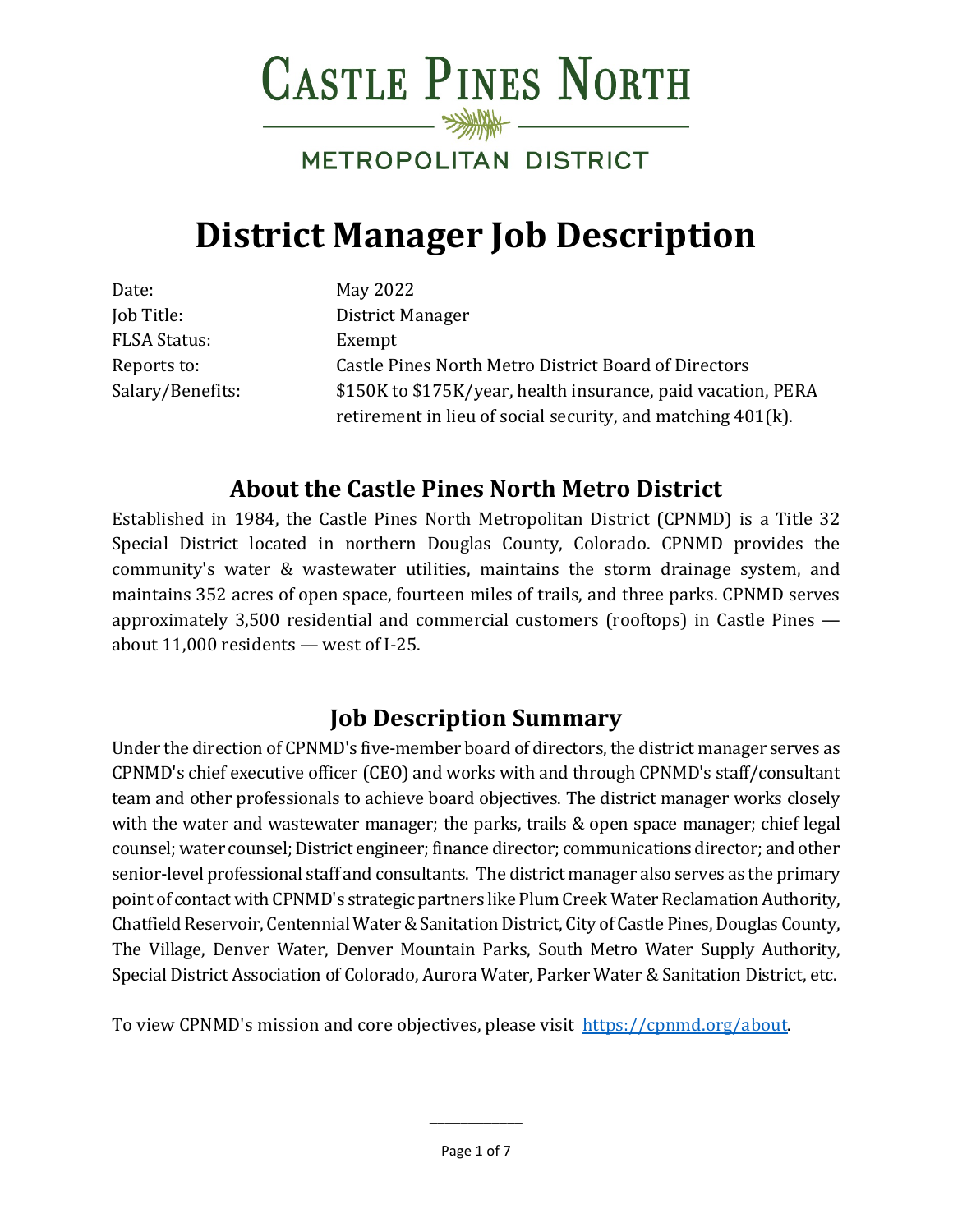# Castle Pines North

## Metropolitan District

# District Manager Job Description

| | |
|---|---|
| Date: | May 2022 |
| Job Title: | District Manager |
| FLSA Status: | Exempt |
| Reports to: | Castle Pines North Metro District Board of Directors |
| Salary/Benefits: | $150K to $175K/year, health insurance, paid vacation, PERA retirement in lieu of social security, and matching 401(k). |

## About the Castle Pines North Metro District

Established in 1984, the Castle Pines North Metropolitan District (CPNMD) is a Title 32 Special District located in northern Douglas County, Colorado. CPNMD provides the community's water & wastewater utilities, maintains the storm drainage system, and maintains 352 acres of open space, fourteen miles of trails, and three parks. CPNMD serves approximately 3,500 residential and commercial customers (rooftops) in Castle Pines — about 11,000 residents — west of I-25.

## Job Description Summary

Under the direction of CPNMD's five-member board of directors, the district manager serves as CPNMD's chief executive officer (CEO) and works with and through CPNMD's staff/consultant team and other professionals to achieve board objectives. The district manager works closely with the water and wastewater manager; the parks, trails & open space manager; chief legal counsel; water counsel; District engineer; finance director; communications director; and other senior-level professional staff and consultants. The district manager also serves as the primary point of contact with CPNMD's strategic partners like Plum Creek Water Reclamation Authority, Chatfield Reservoir, Centennial Water & Sanitation District, City of Castle Pines, Douglas County, The Village, Denver Water, Denver Mountain Parks, South Metro Water Supply Authority, Special District Association of Colorado, Aurora Water, Parker Water & Sanitation District, etc.

To view CPNMD's mission and core objectives, please visit https://cpnmd.org/about.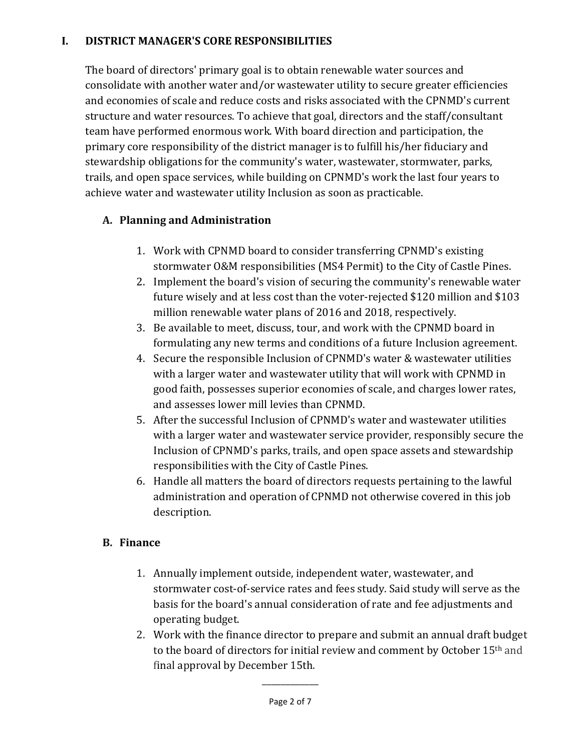## I. DISTRICT MANAGER'S CORE RESPONSIBILITIES

The board of directors' primary goal is to obtain renewable water sources and consolidate with another water and/or wastewater utility to secure greater efficiencies and economies of scale and reduce costs and risks associated with the CPNMD's current structure and water resources. To achieve that goal, directors and the staff/consultant team have performed enormous work. With board direction and participation, the primary core responsibility of the district manager is to fulfill his/her fiduciary and stewardship obligations for the community's water, wastewater, stormwater, parks, trails, and open space services, while building on CPNMD's work the last four years to achieve water and wastewater utility Inclusion as soon as practicable.

### A. Planning and Administration

1. Work with CPNMD board to consider transferring CPNMD's existing stormwater O&M responsibilities (MS4 Permit) to the City of Castle Pines.
2. Implement the board's vision of securing the community's renewable water future wisely and at less cost than the voter-rejected $120 million and $103 million renewable water plans of 2016 and 2018, respectively.
3. Be available to meet, discuss, tour, and work with the CPNMD board in formulating any new terms and conditions of a future Inclusion agreement.
4. Secure the responsible Inclusion of CPNMD's water & wastewater utilities with a larger water and wastewater utility that will work with CPNMD in good faith, possesses superior economies of scale, and charges lower rates, and assesses lower mill levies than CPNMD.
5. After the successful Inclusion of CPNMD's water and wastewater utilities with a larger water and wastewater service provider, responsibly secure the Inclusion of CPNMD's parks, trails, and open space assets and stewardship responsibilities with the City of Castle Pines.
6. Handle all matters the board of directors requests pertaining to the lawful administration and operation of CPNMD not otherwise covered in this job description.

### B. Finance

1. Annually implement outside, independent water, wastewater, and stormwater cost-of-service rates and fees study. Said study will serve as the basis for the board's annual consideration of rate and fee adjustments and operating budget.
2. Work with the finance director to prepare and submit an annual draft budget to the board of directors for initial review and comment by October 15th and final approval by December 15th.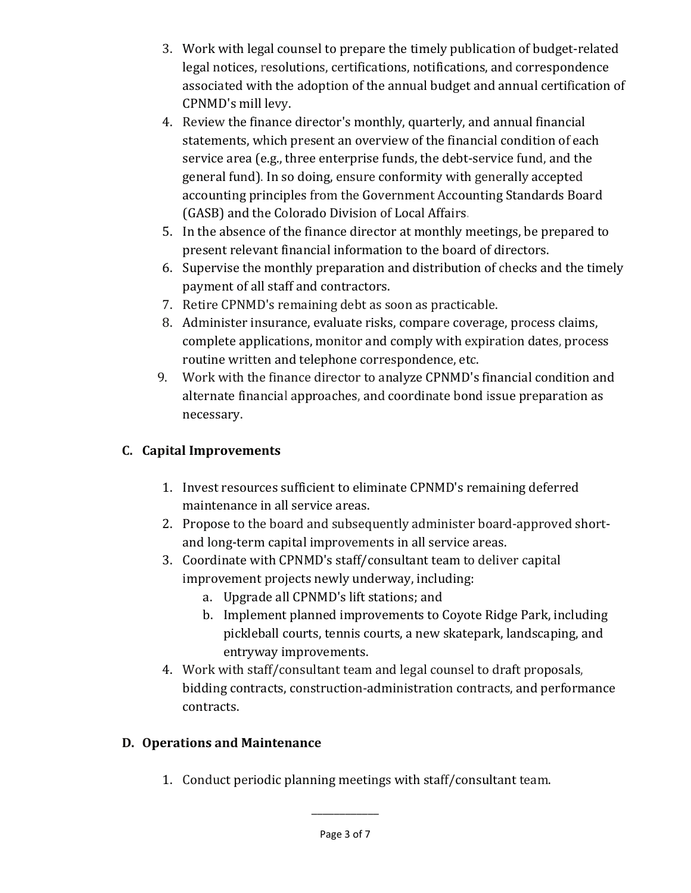3. Work with legal counsel to prepare the timely publication of budget-related legal notices, resolutions, certifications, notifications, and correspondence associated with the adoption of the annual budget and annual certification of CPNMD's mill levy.
4. Review the finance director's monthly, quarterly, and annual financial statements, which present an overview of the financial condition of each service area (e.g., three enterprise funds, the debt-service fund, and the general fund). In so doing, ensure conformity with generally accepted accounting principles from the Government Accounting Standards Board (GASB) and the Colorado Division of Local Affairs.
5. In the absence of the finance director at monthly meetings, be prepared to present relevant financial information to the board of directors.
6. Supervise the monthly preparation and distribution of checks and the timely payment of all staff and contractors.
7. Retire CPNMD's remaining debt as soon as practicable.
8. Administer insurance, evaluate risks, compare coverage, process claims, complete applications, monitor and comply with expiration dates, process routine written and telephone correspondence, etc.
9. Work with the finance director to analyze CPNMD's financial condition and alternate financial approaches, and coordinate bond issue preparation as necessary.

### C. Capital Improvements

1. Invest resources sufficient to eliminate CPNMD's remaining deferred maintenance in all service areas.
2. Propose to the board and subsequently administer board-approved short- and long-term capital improvements in all service areas.
3. Coordinate with CPNMD's staff/consultant team to deliver capital improvement projects newly underway, including:
   a. Upgrade all CPNMD's lift stations; and
   b. Implement planned improvements to Coyote Ridge Park, including pickleball courts, tennis courts, a new skatepark, landscaping, and entryway improvements.
4. Work with staff/consultant team and legal counsel to draft proposals, bidding contracts, construction-administration contracts, and performance contracts.

### D. Operations and Maintenance

1. Conduct periodic planning meetings with staff/consultant team.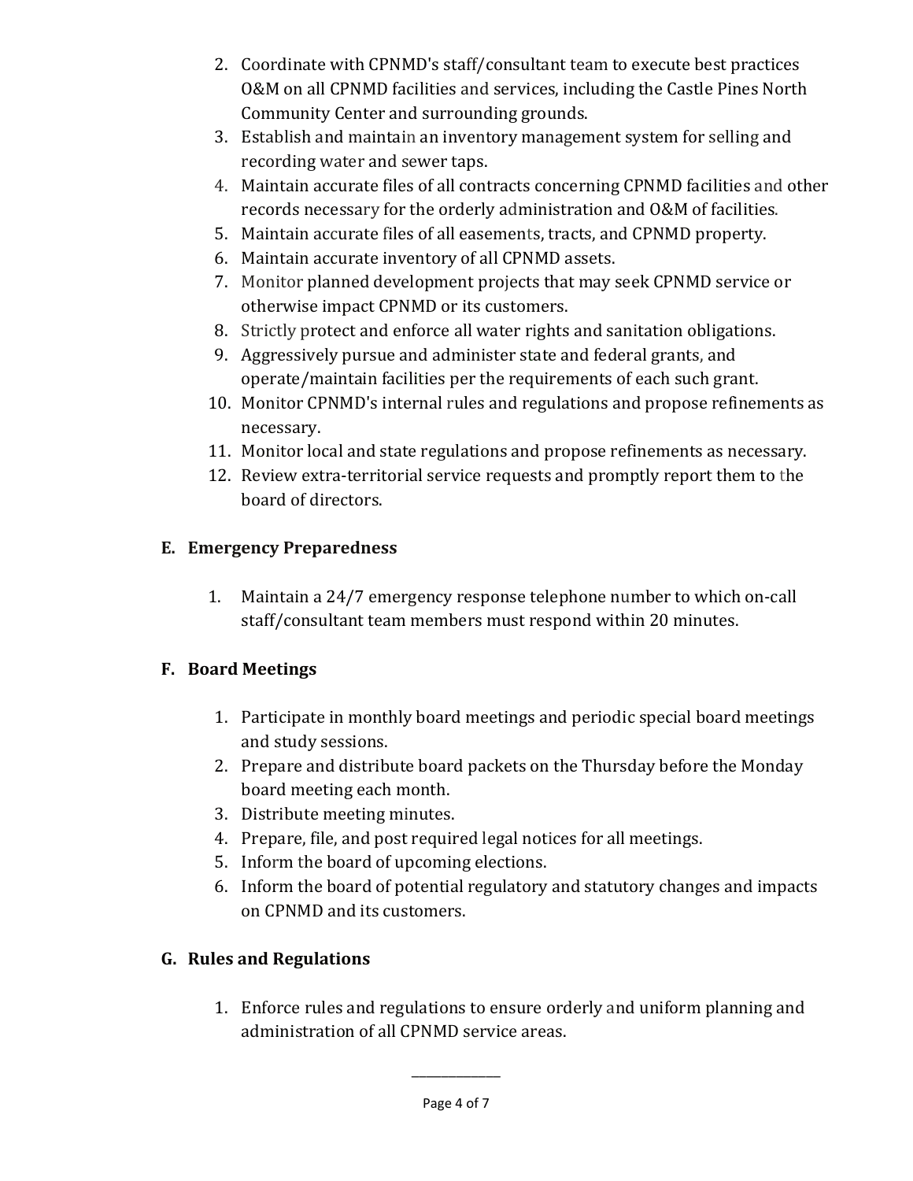2. Coordinate with CPNMD's staff/consultant team to execute best practices O&M on all CPNMD facilities and services, including the Castle Pines North Community Center and surrounding grounds.
3. Establish and maintain an inventory management system for selling and recording water and sewer taps.
4. Maintain accurate files of all contracts concerning CPNMD facilities and other records necessary for the orderly administration and O&M of facilities.
5. Maintain accurate files of all easements, tracts, and CPNMD property.
6. Maintain accurate inventory of all CPNMD assets.
7. Monitor planned development projects that may seek CPNMD service or otherwise impact CPNMD or its customers.
8. Strictly protect and enforce all water rights and sanitation obligations.
9. Aggressively pursue and administer state and federal grants, and operate/maintain facilities per the requirements of each such grant.
10. Monitor CPNMD's internal rules and regulations and propose refinements as necessary.
11. Monitor local and state regulations and propose refinements as necessary.
12. Review extra-territorial service requests and promptly report them to the board of directors.

### E. Emergency Preparedness

1. Maintain a 24/7 emergency response telephone number to which on-call staff/consultant team members must respond within 20 minutes.

### F. Board Meetings

1. Participate in monthly board meetings and periodic special board meetings and study sessions.
2. Prepare and distribute board packets on the Thursday before the Monday board meeting each month.
3. Distribute meeting minutes.
4. Prepare, file, and post required legal notices for all meetings.
5. Inform the board of upcoming elections.
6. Inform the board of potential regulatory and statutory changes and impacts on CPNMD and its customers.

### G. Rules and Regulations

1. Enforce rules and regulations to ensure orderly and uniform planning and administration of all CPNMD service areas.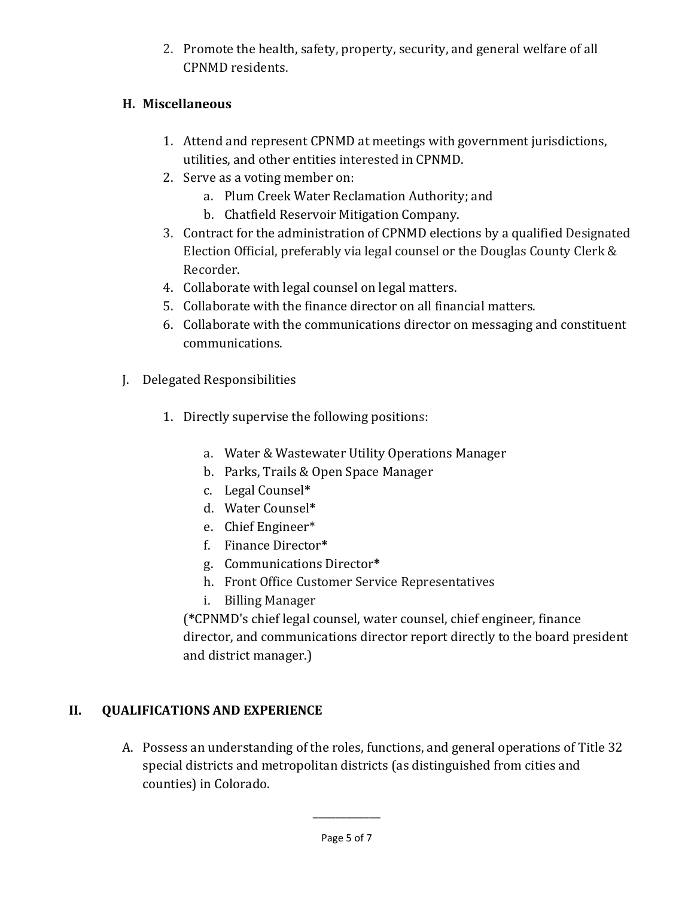2. Promote the health, safety, property, security, and general welfare of all CPNMD residents.

### H. Miscellaneous

1. Attend and represent CPNMD at meetings with government jurisdictions, utilities, and other entities interested in CPNMD.
2. Serve as a voting member on:
   a. Plum Creek Water Reclamation Authority; and
   b. Chatfield Reservoir Mitigation Company.
3. Contract for the administration of CPNMD elections by a qualified Designated Election Official, preferably via legal counsel or the Douglas County Clerk & Recorder.
4. Collaborate with legal counsel on legal matters.
5. Collaborate with the finance director on all financial matters.
6. Collaborate with the communications director on messaging and constituent communications.

### J. Delegated Responsibilities

1. Directly supervise the following positions:

   a. Water & Wastewater Utility Operations Manager
   b. Parks, Trails & Open Space Manager
   c. Legal Counsel**\***
   d. Water Counsel**\***
   e. Chief Engineer*
   f. Finance Director**\***
   g. Communications Director**\***
   h. Front Office Customer Service Representatives
   i. Billing Manager

   (**\***CPNMD's chief legal counsel, water counsel, chief engineer, finance director, and communications director report directly to the board president and district manager.)

## II. QUALIFICATIONS AND EXPERIENCE

A. Possess an understanding of the roles, functions, and general operations of Title 32 special districts and metropolitan districts (as distinguished from cities and counties) in Colorado.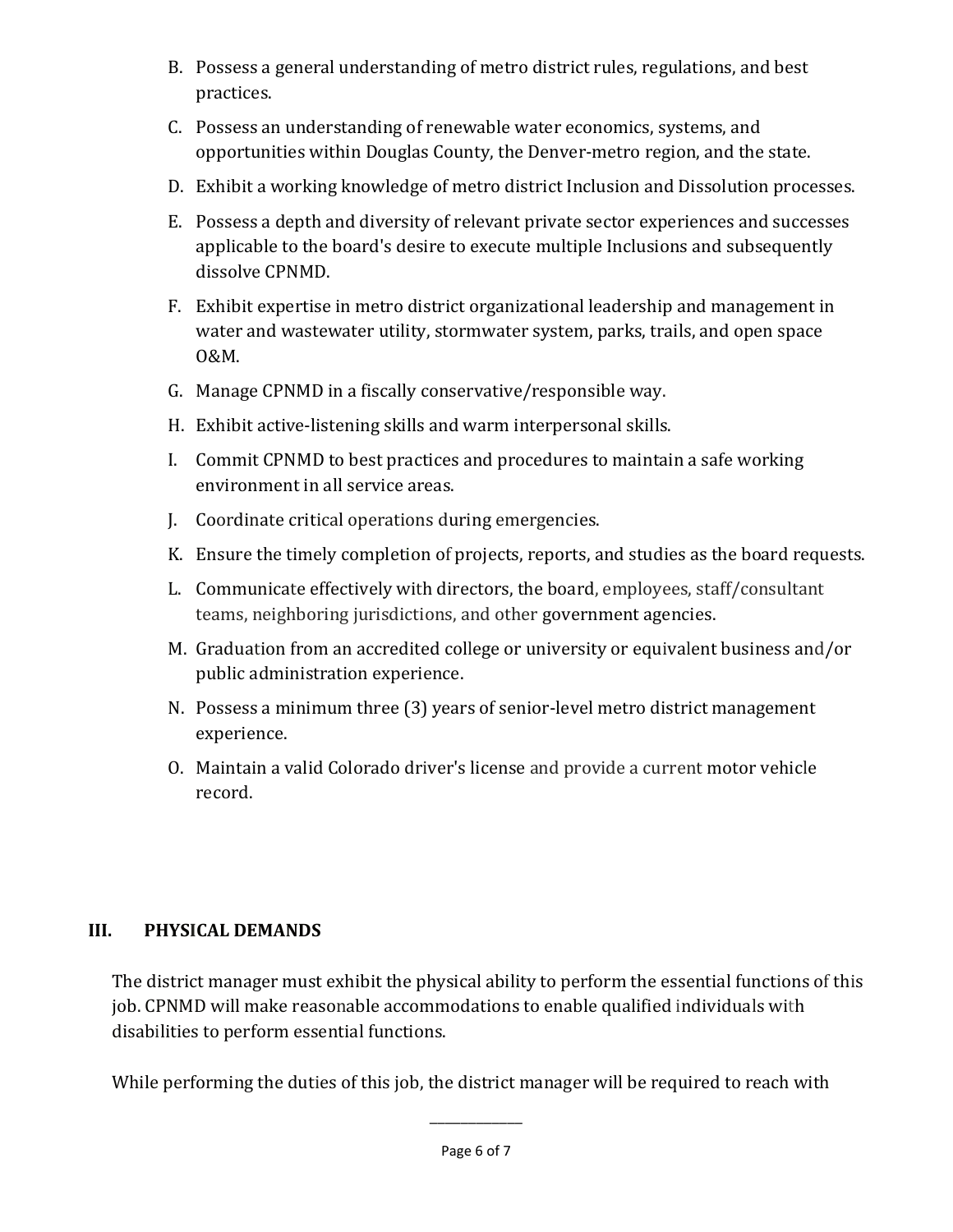B. Possess a general understanding of metro district rules, regulations, and best practices.

C. Possess an understanding of renewable water economics, systems, and opportunities within Douglas County, the Denver-metro region, and the state.

D. Exhibit a working knowledge of metro district Inclusion and Dissolution processes.

E. Possess a depth and diversity of relevant private sector experiences and successes applicable to the board's desire to execute multiple Inclusions and subsequently dissolve CPNMD.

F. Exhibit expertise in metro district organizational leadership and management in water and wastewater utility, stormwater system, parks, trails, and open space O&M.

G. Manage CPNMD in a fiscally conservative/responsible way.

H. Exhibit active-listening skills and warm interpersonal skills.

I. Commit CPNMD to best practices and procedures to maintain a safe working environment in all service areas.

J. Coordinate critical operations during emergencies.

K. Ensure the timely completion of projects, reports, and studies as the board requests.

L. Communicate effectively with directors, the board, employees, staff/consultant teams, neighboring jurisdictions, and other government agencies.

M. Graduation from an accredited college or university or equivalent business and/or public administration experience.

N. Possess a minimum three (3) years of senior-level metro district management experience.

O. Maintain a valid Colorado driver's license and provide a current motor vehicle record.

## III. PHYSICAL DEMANDS

The district manager must exhibit the physical ability to perform the essential functions of this job. CPNMD will make reasonable accommodations to enable qualified individuals with disabilities to perform essential functions.

While performing the duties of this job, the district manager will be required to reach with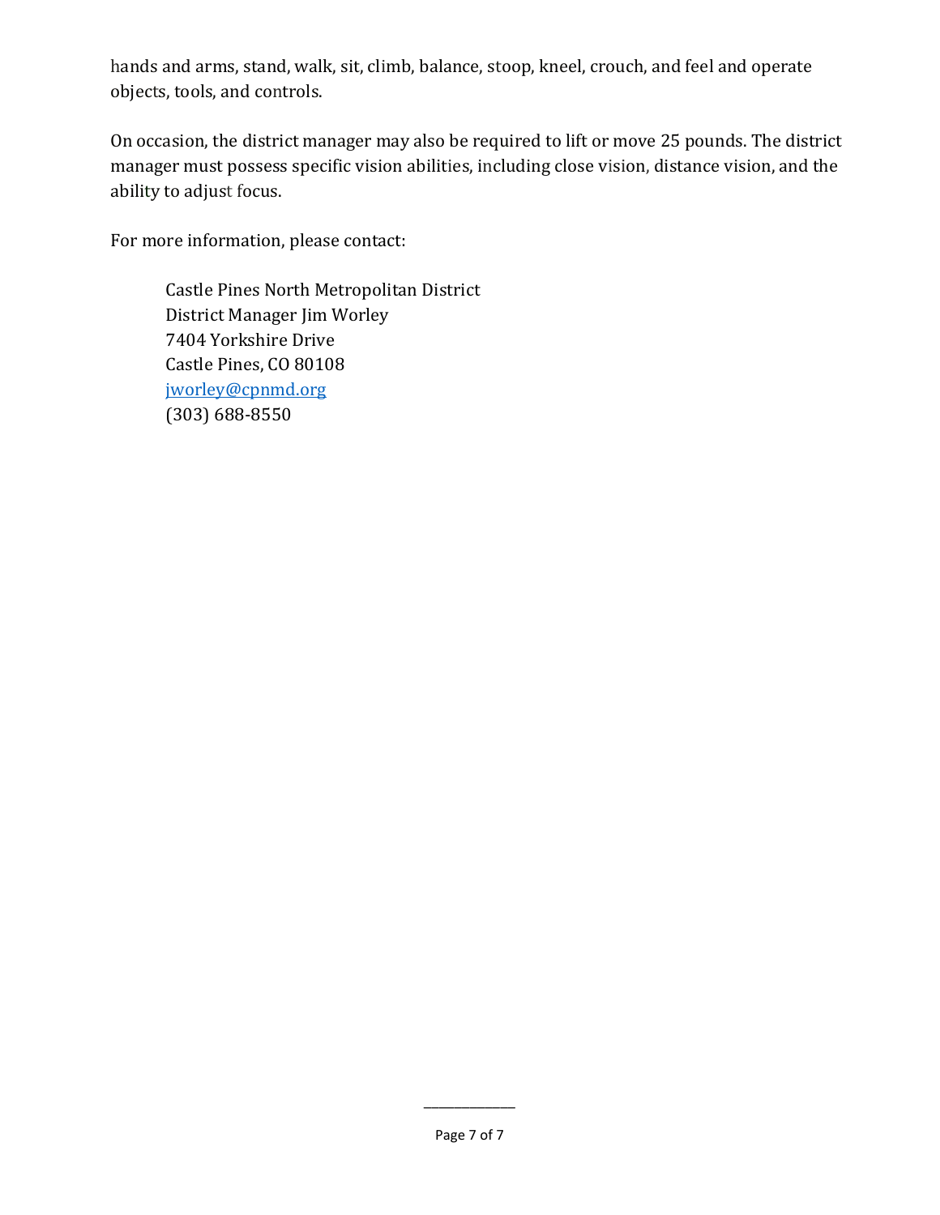hands and arms, stand, walk, sit, climb, balance, stoop, kneel, crouch, and feel and operate objects, tools, and controls.

On occasion, the district manager may also be required to lift or move 25 pounds. The district manager must possess specific vision abilities, including close vision, distance vision, and the ability to adjust focus.

For more information, please contact:

> Castle Pines North Metropolitan District
> District Manager Jim Worley
> 7404 Yorkshire Drive
> Castle Pines, CO 80108
> jworley@cpnmd.org
> (303) 688-8550